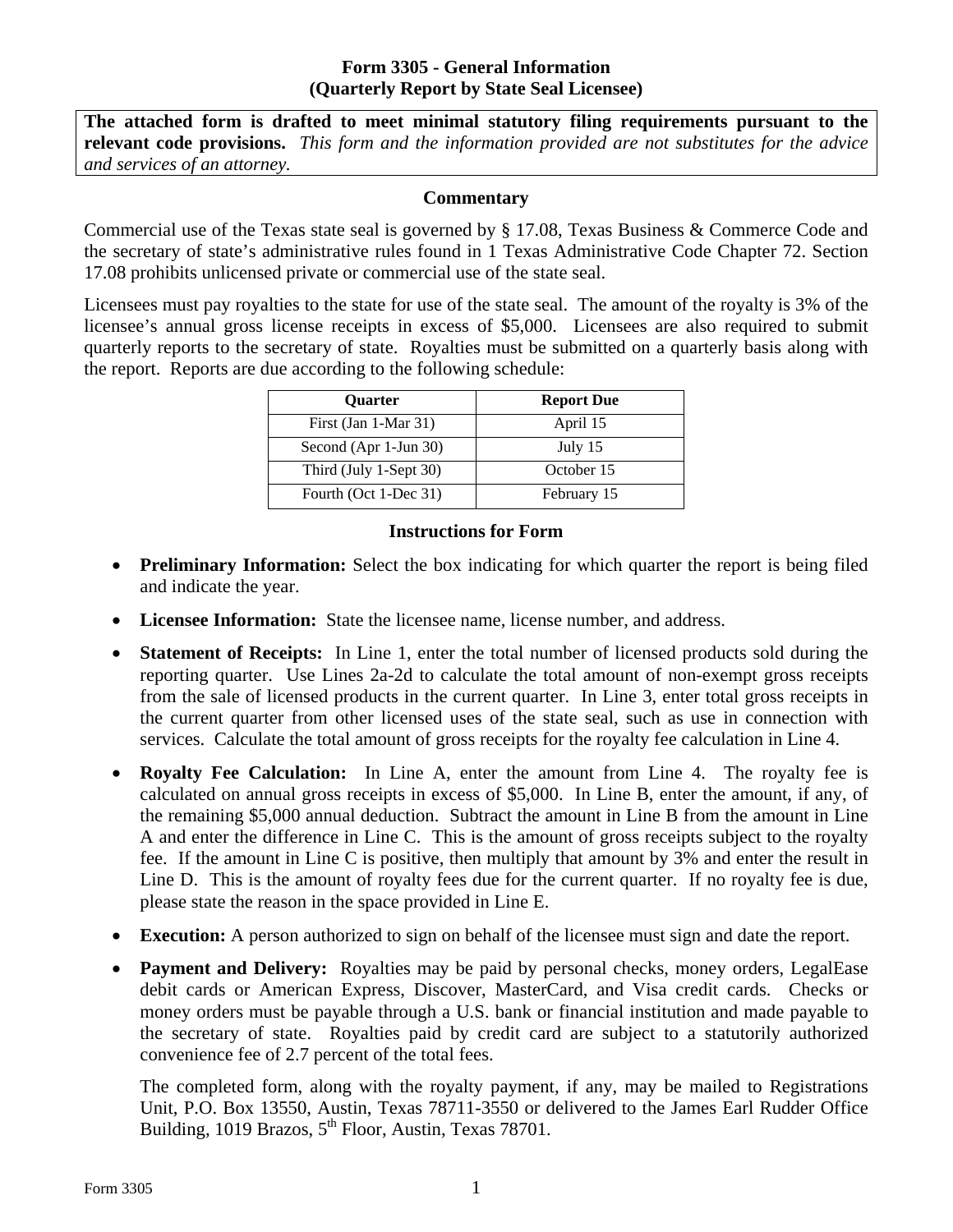# Form 3305 - General Information
## (Quarterly Report by State Seal Licensee)

**The attached form is drafted to meet minimal statutory filing requirements pursuant to the relevant code provisions.** *This form and the information provided are not substitutes for the advice and services of an attorney.*

### Commentary

Commercial use of the Texas state seal is governed by § 17.08, Texas Business & Commerce Code and the secretary of state's administrative rules found in 1 Texas Administrative Code Chapter 72. Section 17.08 prohibits unlicensed private or commercial use of the state seal.

Licensees must pay royalties to the state for use of the state seal. The amount of the royalty is 3% of the licensee's annual gross license receipts in excess of $5,000. Licensees are also required to submit quarterly reports to the secretary of state. Royalties must be submitted on a quarterly basis along with the report. Reports are due according to the following schedule:

| Quarter | Report Due |
|---|---|
| First (Jan 1-Mar 31) | April 15 |
| Second (Apr 1-Jun 30) | July 15 |
| Third (July 1-Sept 30) | October 15 |
| Fourth (Oct 1-Dec 31) | February 15 |

### Instructions for Form

- **Preliminary Information:** Select the box indicating for which quarter the report is being filed and indicate the year.
- **Licensee Information:** State the licensee name, license number, and address.
- **Statement of Receipts:** In Line 1, enter the total number of licensed products sold during the reporting quarter. Use Lines 2a-2d to calculate the total amount of non-exempt gross receipts from the sale of licensed products in the current quarter. In Line 3, enter total gross receipts in the current quarter from other licensed uses of the state seal, such as use in connection with services. Calculate the total amount of gross receipts for the royalty fee calculation in Line 4.
- **Royalty Fee Calculation:** In Line A, enter the amount from Line 4. The royalty fee is calculated on annual gross receipts in excess of $5,000. In Line B, enter the amount, if any, of the remaining $5,000 annual deduction. Subtract the amount in Line B from the amount in Line A and enter the difference in Line C. This is the amount of gross receipts subject to the royalty fee. If the amount in Line C is positive, then multiply that amount by 3% and enter the result in Line D. This is the amount of royalty fees due for the current quarter. If no royalty fee is due, please state the reason in the space provided in Line E.
- **Execution:** A person authorized to sign on behalf of the licensee must sign and date the report.
- **Payment and Delivery:** Royalties may be paid by personal checks, money orders, LegalEase debit cards or American Express, Discover, MasterCard, and Visa credit cards. Checks or money orders must be payable through a U.S. bank or financial institution and made payable to the secretary of state. Royalties paid by credit card are subject to a statutorily authorized convenience fee of 2.7 percent of the total fees.

  The completed form, along with the royalty payment, if any, may be mailed to Registrations Unit, P.O. Box 13550, Austin, Texas 78711-3550 or delivered to the James Earl Rudder Office Building, 1019 Brazos, 5th Floor, Austin, Texas 78701.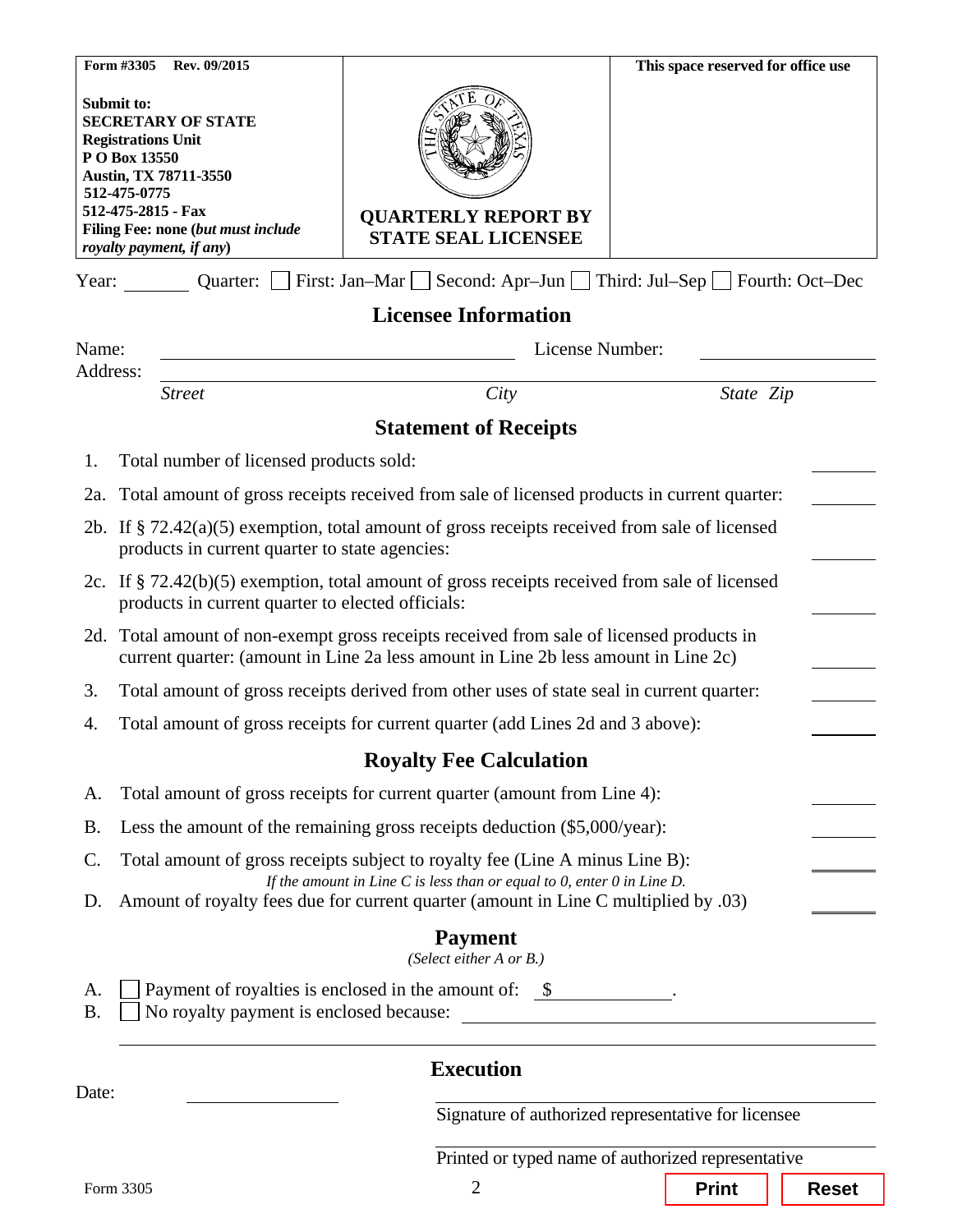**Form #3305 Rev. 09/2015**

**Submit to:**
**SECRETARY OF STATE**
**Registrations Unit**
**P O Box 13550**
**Austin, TX 78711-3550**
**512-475-0775**
**512-475-2815 - Fax**
**Filing Fee: none (*but must include royalty payment, if any*)**

## QUARTERLY REPORT BY STATE SEAL LICENSEE

**This space reserved for office use**

Year: ________ Quarter: ☐ First: Jan–Mar ☐ Second: Apr–Jun ☐ Third: Jul–Sep ☐ Fourth: Oct–Dec

### Licensee Information

Name: ______________________________ License Number: ______________

Address: ____________________________________________________________

*Street* *City* *State* *Zip*

### Statement of Receipts

1. Total number of licensed products sold: ________

2a. Total amount of gross receipts received from sale of licensed products in current quarter: ________

2b. If § 72.42(a)(5) exemption, total amount of gross receipts received from sale of licensed products in current quarter to state agencies: ________

2c. If § 72.42(b)(5) exemption, total amount of gross receipts received from sale of licensed products in current quarter to elected officials: ________

2d. Total amount of non-exempt gross receipts received from sale of licensed products in current quarter: (amount in Line 2a less amount in Line 2b less amount in Line 2c) ________

3. Total amount of gross receipts derived from other uses of state seal in current quarter: ________

4. Total amount of gross receipts for current quarter (add Lines 2d and 3 above): ________

### Royalty Fee Calculation

A. Total amount of gross receipts for current quarter (amount from Line 4): ________

B. Less the amount of the remaining gross receipts deduction ($5,000/year): ________

C. Total amount of gross receipts subject to royalty fee (Line A minus Line B): ________

*If the amount in Line C is less than or equal to 0, enter 0 in Line D.*

D. Amount of royalty fees due for current quarter (amount in Line C multiplied by .03) ________

### Payment

*(Select either A or B.)*

A. ☐ Payment of royalties is enclosed in the amount of: $ ______________.

B. ☐ No royalty payment is enclosed because: ______________________________

____________________________________________________________

### Execution

Date: ______________

______________________________
Signature of authorized representative for licensee

______________________________
Printed or typed name of authorized representative

Form 3305